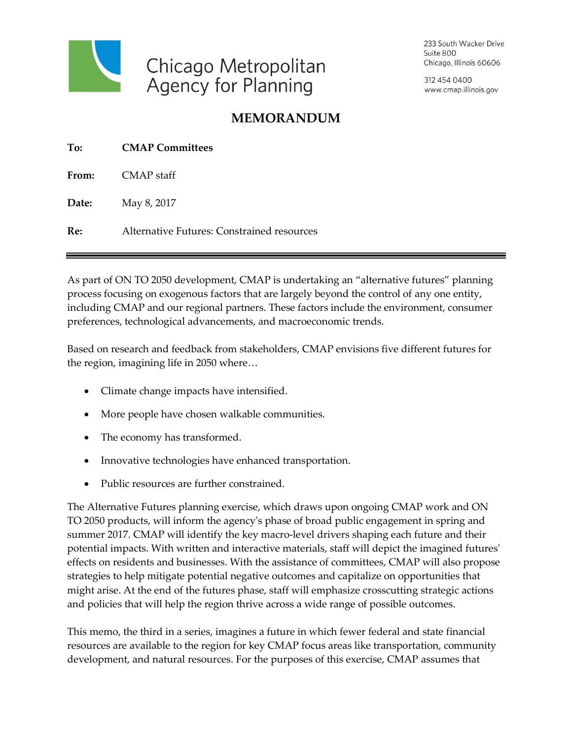Chicago Metropolitan Agency for Planning

233 South Wacker Drive
Suite 800
Chicago, Illinois 60606

312 454 0400
www.cmap.illinois.gov

# MEMORANDUM

**To:** **CMAP Committees**

**From:** CMAP staff

**Date:** May 8, 2017

**Re:** Alternative Futures: Constrained resources

---

As part of ON TO 2050 development, CMAP is undertaking an "alternative futures" planning process focusing on exogenous factors that are largely beyond the control of any one entity, including CMAP and our regional partners. These factors include the environment, consumer preferences, technological advancements, and macroeconomic trends.

Based on research and feedback from stakeholders, CMAP envisions five different futures for the region, imagining life in 2050 where…

- Climate change impacts have intensified.
- More people have chosen walkable communities.
- The economy has transformed.
- Innovative technologies have enhanced transportation.
- Public resources are further constrained.

The Alternative Futures planning exercise, which draws upon ongoing CMAP work and ON TO 2050 products, will inform the agency's phase of broad public engagement in spring and summer 2017. CMAP will identify the key macro-level drivers shaping each future and their potential impacts. With written and interactive materials, staff will depict the imagined futures' effects on residents and businesses. With the assistance of committees, CMAP will also propose strategies to help mitigate potential negative outcomes and capitalize on opportunities that might arise. At the end of the futures phase, staff will emphasize crosscutting strategic actions and policies that will help the region thrive across a wide range of possible outcomes.

This memo, the third in a series, imagines a future in which fewer federal and state financial resources are available to the region for key CMAP focus areas like transportation, community development, and natural resources. For the purposes of this exercise, CMAP assumes that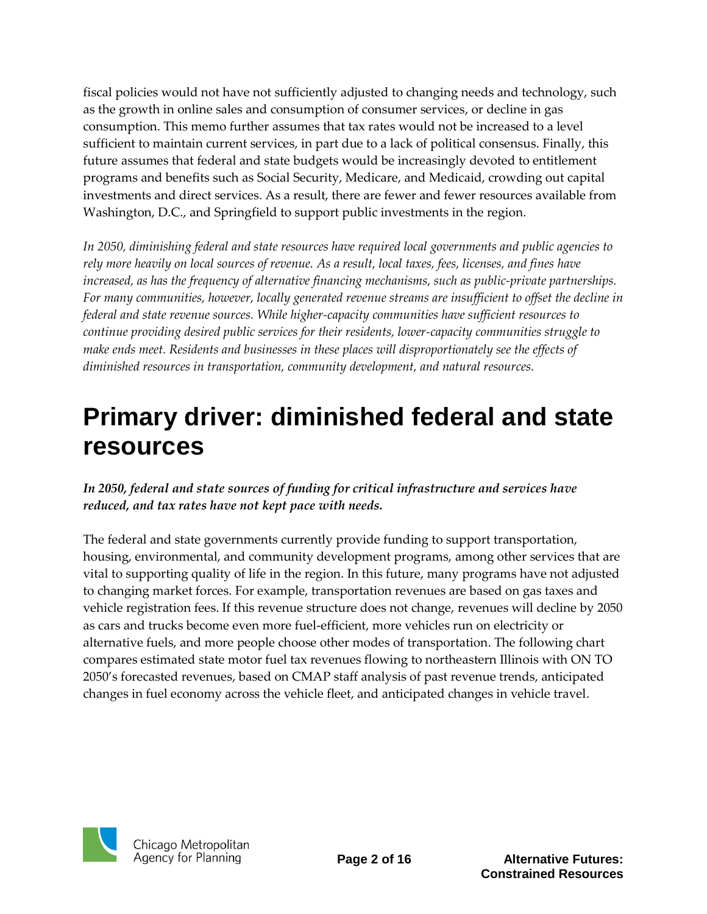fiscal policies would not have not sufficiently adjusted to changing needs and technology, such as the growth in online sales and consumption of consumer services, or decline in gas consumption. This memo further assumes that tax rates would not be increased to a level sufficient to maintain current services, in part due to a lack of political consensus. Finally, this future assumes that federal and state budgets would be increasingly devoted to entitlement programs and benefits such as Social Security, Medicare, and Medicaid, crowding out capital investments and direct services. As a result, there are fewer and fewer resources available from Washington, D.C., and Springfield to support public investments in the region.

*In 2050, diminishing federal and state resources have required local governments and public agencies to rely more heavily on local sources of revenue. As a result, local taxes, fees, licenses, and fines have increased, as has the frequency of alternative financing mechanisms, such as public-private partnerships. For many communities, however, locally generated revenue streams are insufficient to offset the decline in federal and state revenue sources. While higher-capacity communities have sufficient resources to continue providing desired public services for their residents, lower-capacity communities struggle to make ends meet. Residents and businesses in these places will disproportionately see the effects of diminished resources in transportation, community development, and natural resources.*

# Primary driver: diminished federal and state resources

***In 2050, federal and state sources of funding for critical infrastructure and services have reduced, and tax rates have not kept pace with needs.***

The federal and state governments currently provide funding to support transportation, housing, environmental, and community development programs, among other services that are vital to supporting quality of life in the region. In this future, many programs have not adjusted to changing market forces. For example, transportation revenues are based on gas taxes and vehicle registration fees. If this revenue structure does not change, revenues will decline by 2050 as cars and trucks become even more fuel-efficient, more vehicles run on electricity or alternative fuels, and more people choose other modes of transportation. The following chart compares estimated state motor fuel tax revenues flowing to northeastern Illinois with ON TO 2050's forecasted revenues, based on CMAP staff analysis of past revenue trends, anticipated changes in fuel economy across the vehicle fleet, and anticipated changes in vehicle travel.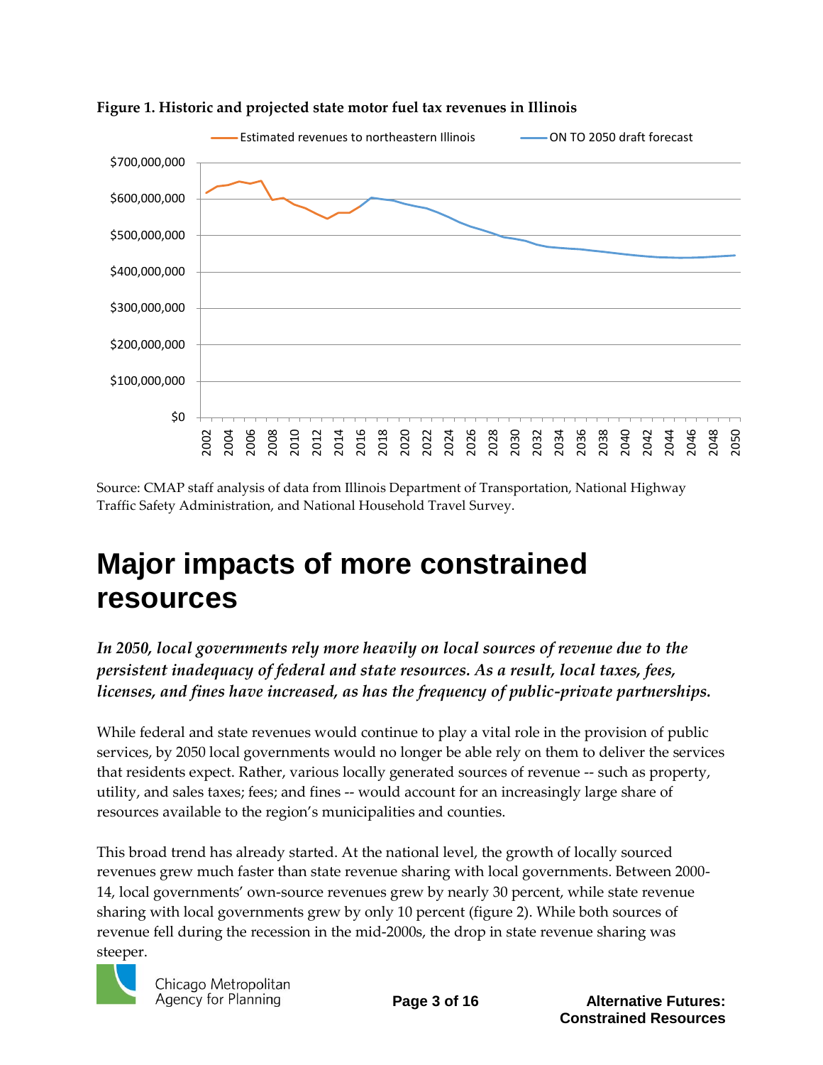**Figure 1. Historic and projected state motor fuel tax revenues in Illinois**

Source: CMAP staff analysis of data from Illinois Department of Transportation, National Highway Traffic Safety Administration, and National Household Travel Survey.

# Major impacts of more constrained resources

***In 2050, local governments rely more heavily on local sources of revenue due to the persistent inadequacy of federal and state resources. As a result, local taxes, fees, licenses, and fines have increased, as has the frequency of public-private partnerships.***

While federal and state revenues would continue to play a vital role in the provision of public services, by 2050 local governments would no longer be able rely on them to deliver the services that residents expect. Rather, various locally generated sources of revenue -- such as property, utility, and sales taxes; fees; and fines -- would account for an increasingly large share of resources available to the region's municipalities and counties.

This broad trend has already started. At the national level, the growth of locally sourced revenues grew much faster than state revenue sharing with local governments. Between 2000-14, local governments' own-source revenues grew by nearly 30 percent, while state revenue sharing with local governments grew by only 10 percent (figure 2). While both sources of revenue fell during the recession in the mid-2000s, the drop in state revenue sharing was steeper.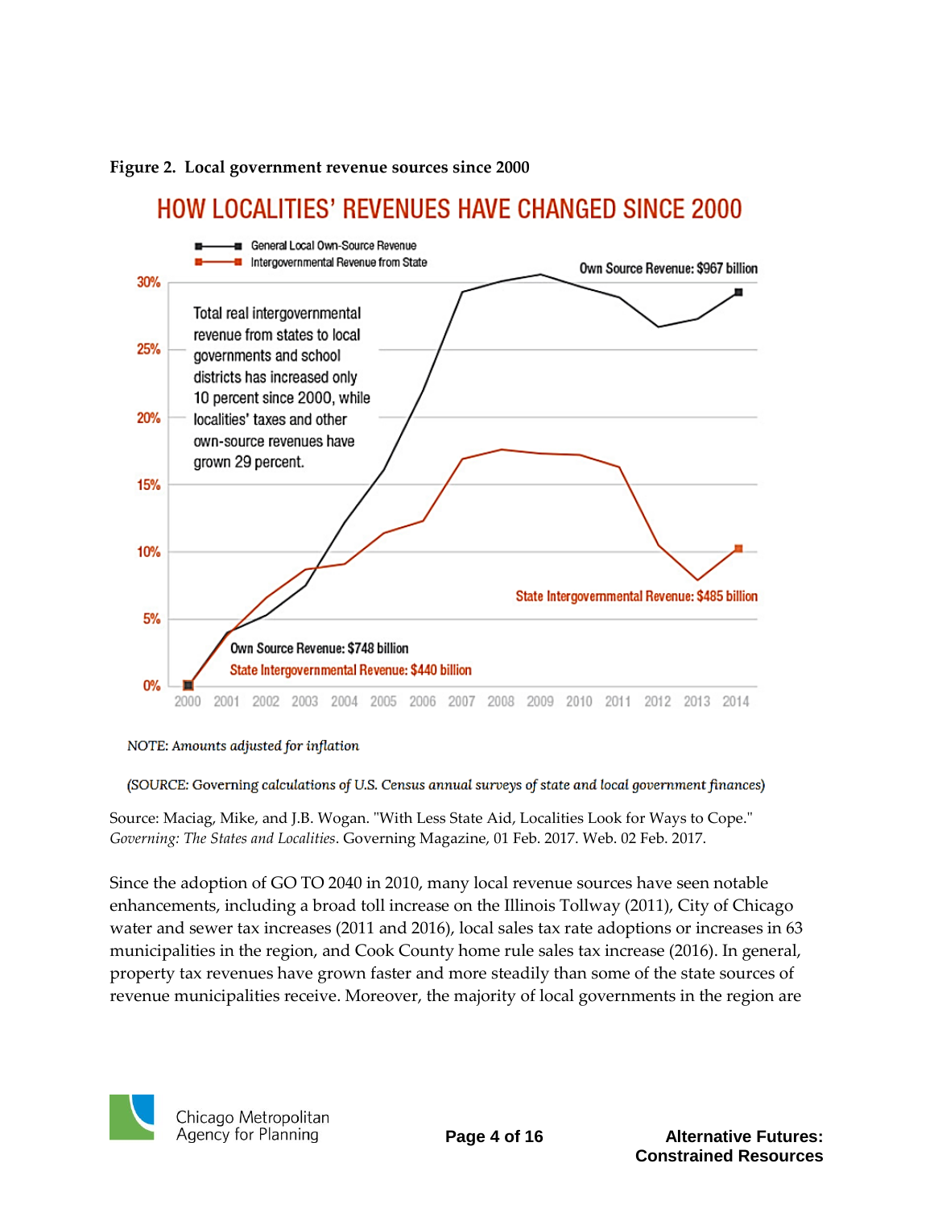**Figure 2. Local government revenue sources since 2000**

HOW LOCALITIES' REVENUES HAVE CHANGED SINCE 2000

- General Local Own-Source Revenue
- Intergovernmental Revenue from State

Total real intergovernmental revenue from states to local governments and school districts has increased only 10 percent since 2000, while localities' taxes and other own-source revenues have grown 29 percent.

Own Source Revenue: $748 billion
State Intergovernmental Revenue: $440 billion

Own Source Revenue: $967 billion
State Intergovernmental Revenue: $485 billion

NOTE: *Amounts adjusted for inflation*

(SOURCE: *Governing calculations of U.S. Census annual surveys of state and local government finances*)

Source: Maciag, Mike, and J.B. Wogan. "With Less State Aid, Localities Look for Ways to Cope." *Governing: The States and Localities*. Governing Magazine, 01 Feb. 2017. Web. 02 Feb. 2017.

Since the adoption of GO TO 2040 in 2010, many local revenue sources have seen notable enhancements, including a broad toll increase on the Illinois Tollway (2011), City of Chicago water and sewer tax increases (2011 and 2016), local sales tax rate adoptions or increases in 63 municipalities in the region, and Cook County home rule sales tax increase (2016). In general, property tax revenues have grown faster and more steadily than some of the state sources of revenue municipalities receive. Moreover, the majority of local governments in the region are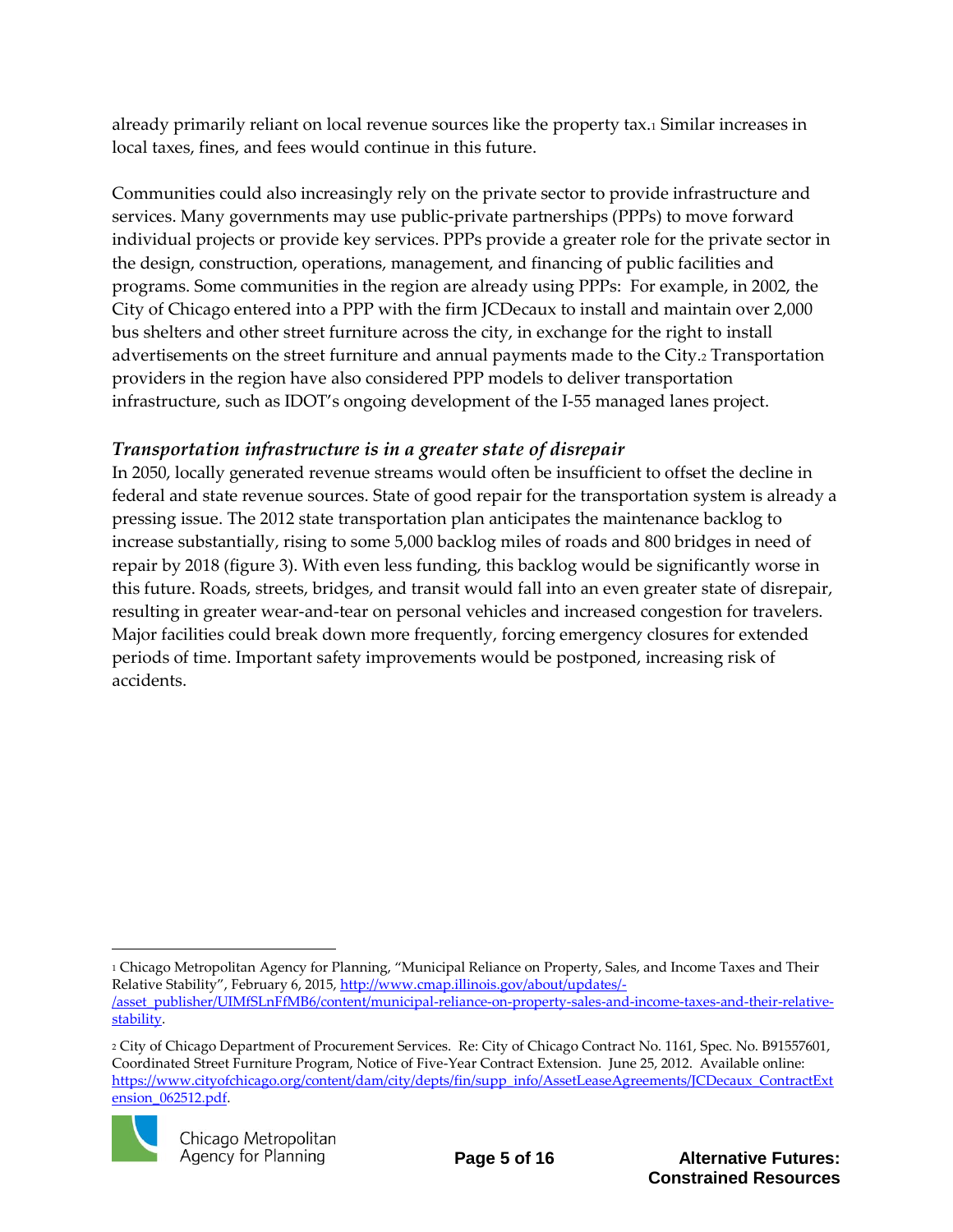already primarily reliant on local revenue sources like the property tax.[1] Similar increases in local taxes, fines, and fees would continue in this future.

Communities could also increasingly rely on the private sector to provide infrastructure and services. Many governments may use public-private partnerships (PPPs) to move forward individual projects or provide key services. PPPs provide a greater role for the private sector in the design, construction, operations, management, and financing of public facilities and programs. Some communities in the region are already using PPPs: For example, in 2002, the City of Chicago entered into a PPP with the firm JCDecaux to install and maintain over 2,000 bus shelters and other street furniture across the city, in exchange for the right to install advertisements on the street furniture and annual payments made to the City.[2] Transportation providers in the region have also considered PPP models to deliver transportation infrastructure, such as IDOT's ongoing development of the I-55 managed lanes project.

### *Transportation infrastructure is in a greater state of disrepair*

In 2050, locally generated revenue streams would often be insufficient to offset the decline in federal and state revenue sources. State of good repair for the transportation system is already a pressing issue. The 2012 state transportation plan anticipates the maintenance backlog to increase substantially, rising to some 5,000 backlog miles of roads and 800 bridges in need of repair by 2018 (figure 3). With even less funding, this backlog would be significantly worse in this future. Roads, streets, bridges, and transit would fall into an even greater state of disrepair, resulting in greater wear-and-tear on personal vehicles and increased congestion for travelers. Major facilities could break down more frequently, forcing emergency closures for extended periods of time. Important safety improvements would be postponed, increasing risk of accidents.

---

[1] Chicago Metropolitan Agency for Planning, "Municipal Reliance on Property, Sales, and Income Taxes and Their Relative Stability", February 6, 2015, http://www.cmap.illinois.gov/about/updates/-/asset_publisher/UIMfSLnFfMB6/content/municipal-reliance-on-property-sales-and-income-taxes-and-their-relative-stability.

[2] City of Chicago Department of Procurement Services. Re: City of Chicago Contract No. 1161, Spec. No. B91557601, Coordinated Street Furniture Program, Notice of Five-Year Contract Extension. June 25, 2012. Available online: https://www.cityofchicago.org/content/dam/city/depts/fin/supp_info/AssetLeaseAgreements/JCDecaux_ContractExtension_062512.pdf.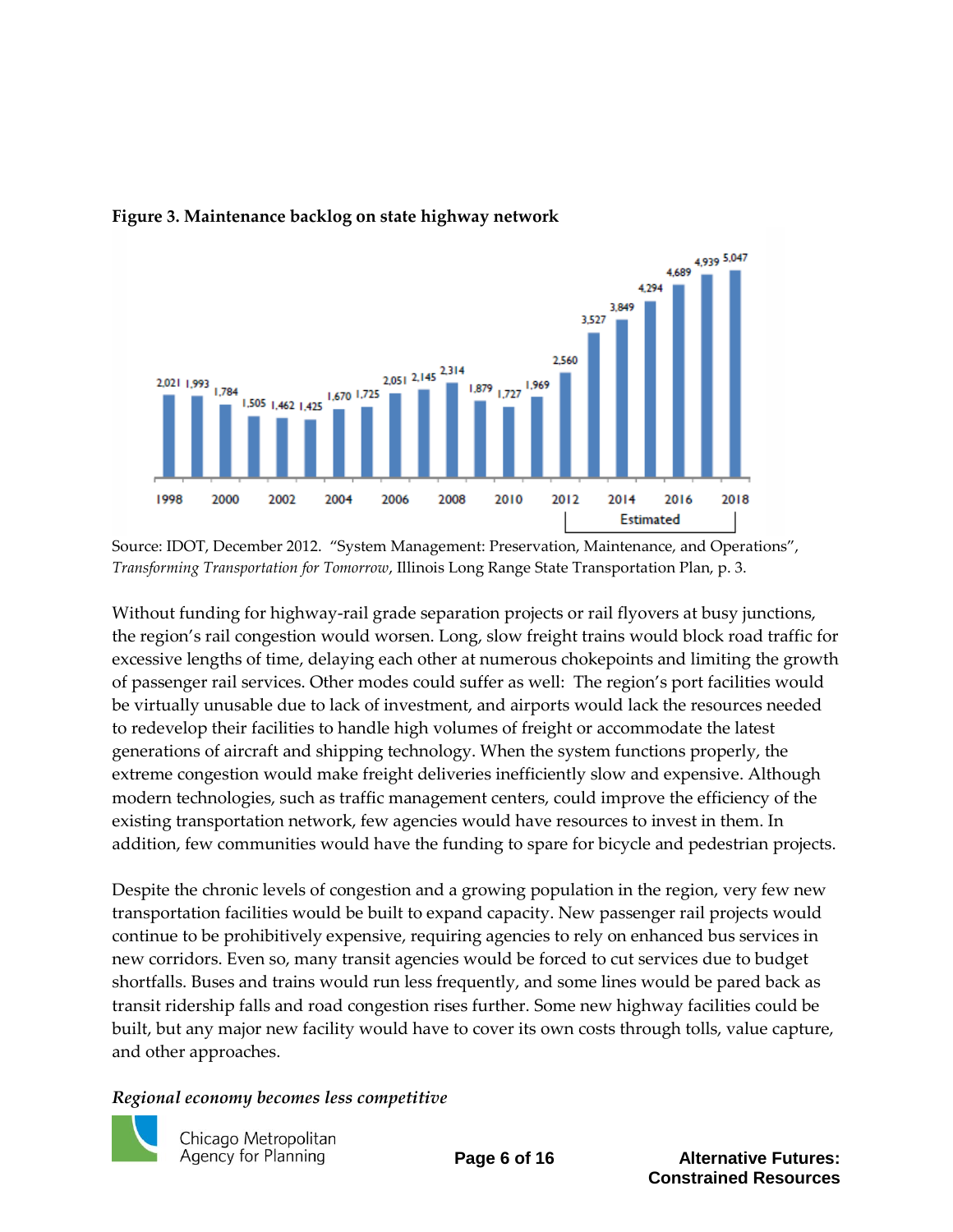**Figure 3. Maintenance backlog on state highway network**

Source: IDOT, December 2012. "System Management: Preservation, Maintenance, and Operations", *Transforming Transportation for Tomorrow*, Illinois Long Range State Transportation Plan, p. 3.

Without funding for highway-rail grade separation projects or rail flyovers at busy junctions, the region's rail congestion would worsen. Long, slow freight trains would block road traffic for excessive lengths of time, delaying each other at numerous chokepoints and limiting the growth of passenger rail services. Other modes could suffer as well: The region's port facilities would be virtually unusable due to lack of investment, and airports would lack the resources needed to redevelop their facilities to handle high volumes of freight or accommodate the latest generations of aircraft and shipping technology. When the system functions properly, the extreme congestion would make freight deliveries inefficiently slow and expensive. Although modern technologies, such as traffic management centers, could improve the efficiency of the existing transportation network, few agencies would have resources to invest in them. In addition, few communities would have the funding to spare for bicycle and pedestrian projects.

Despite the chronic levels of congestion and a growing population in the region, very few new transportation facilities would be built to expand capacity. New passenger rail projects would continue to be prohibitively expensive, requiring agencies to rely on enhanced bus services in new corridors. Even so, many transit agencies would be forced to cut services due to budget shortfalls. Buses and trains would run less frequently, and some lines would be pared back as transit ridership falls and road congestion rises further. Some new highway facilities could be built, but any major new facility would have to cover its own costs through tolls, value capture, and other approaches.

***Regional economy becomes less competitive***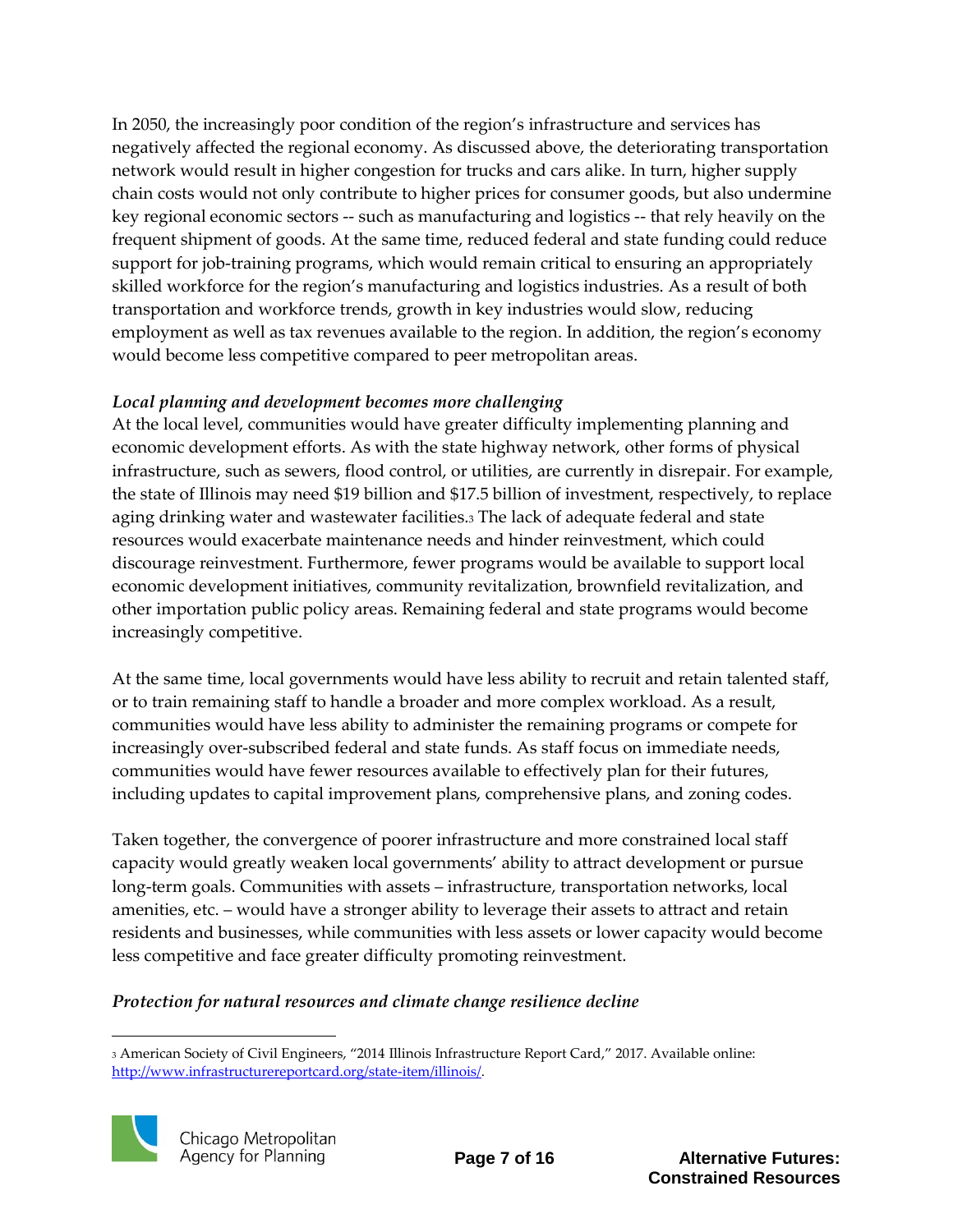In 2050, the increasingly poor condition of the region's infrastructure and services has negatively affected the regional economy. As discussed above, the deteriorating transportation network would result in higher congestion for trucks and cars alike. In turn, higher supply chain costs would not only contribute to higher prices for consumer goods, but also undermine key regional economic sectors -- such as manufacturing and logistics -- that rely heavily on the frequent shipment of goods. At the same time, reduced federal and state funding could reduce support for job-training programs, which would remain critical to ensuring an appropriately skilled workforce for the region's manufacturing and logistics industries. As a result of both transportation and workforce trends, growth in key industries would slow, reducing employment as well as tax revenues available to the region. In addition, the region's economy would become less competitive compared to peer metropolitan areas.

### *Local planning and development becomes more challenging*

At the local level, communities would have greater difficulty implementing planning and economic development efforts. As with the state highway network, other forms of physical infrastructure, such as sewers, flood control, or utilities, are currently in disrepair. For example, the state of Illinois may need $19 billion and $17.5 billion of investment, respectively, to replace aging drinking water and wastewater facilities.[3] The lack of adequate federal and state resources would exacerbate maintenance needs and hinder reinvestment, which could discourage reinvestment. Furthermore, fewer programs would be available to support local economic development initiatives, community revitalization, brownfield revitalization, and other importation public policy areas. Remaining federal and state programs would become increasingly competitive.

At the same time, local governments would have less ability to recruit and retain talented staff, or to train remaining staff to handle a broader and more complex workload. As a result, communities would have less ability to administer the remaining programs or compete for increasingly over-subscribed federal and state funds. As staff focus on immediate needs, communities would have fewer resources available to effectively plan for their futures, including updates to capital improvement plans, comprehensive plans, and zoning codes.

Taken together, the convergence of poorer infrastructure and more constrained local staff capacity would greatly weaken local governments' ability to attract development or pursue long-term goals. Communities with assets – infrastructure, transportation networks, local amenities, etc. – would have a stronger ability to leverage their assets to attract and retain residents and businesses, while communities with less assets or lower capacity would become less competitive and face greater difficulty promoting reinvestment.

### *Protection for natural resources and climate change resilience decline*

---

[3] American Society of Civil Engineers, "2014 Illinois Infrastructure Report Card," 2017. Available online: http://www.infrastructurereportcard.org/state-item/illinois/.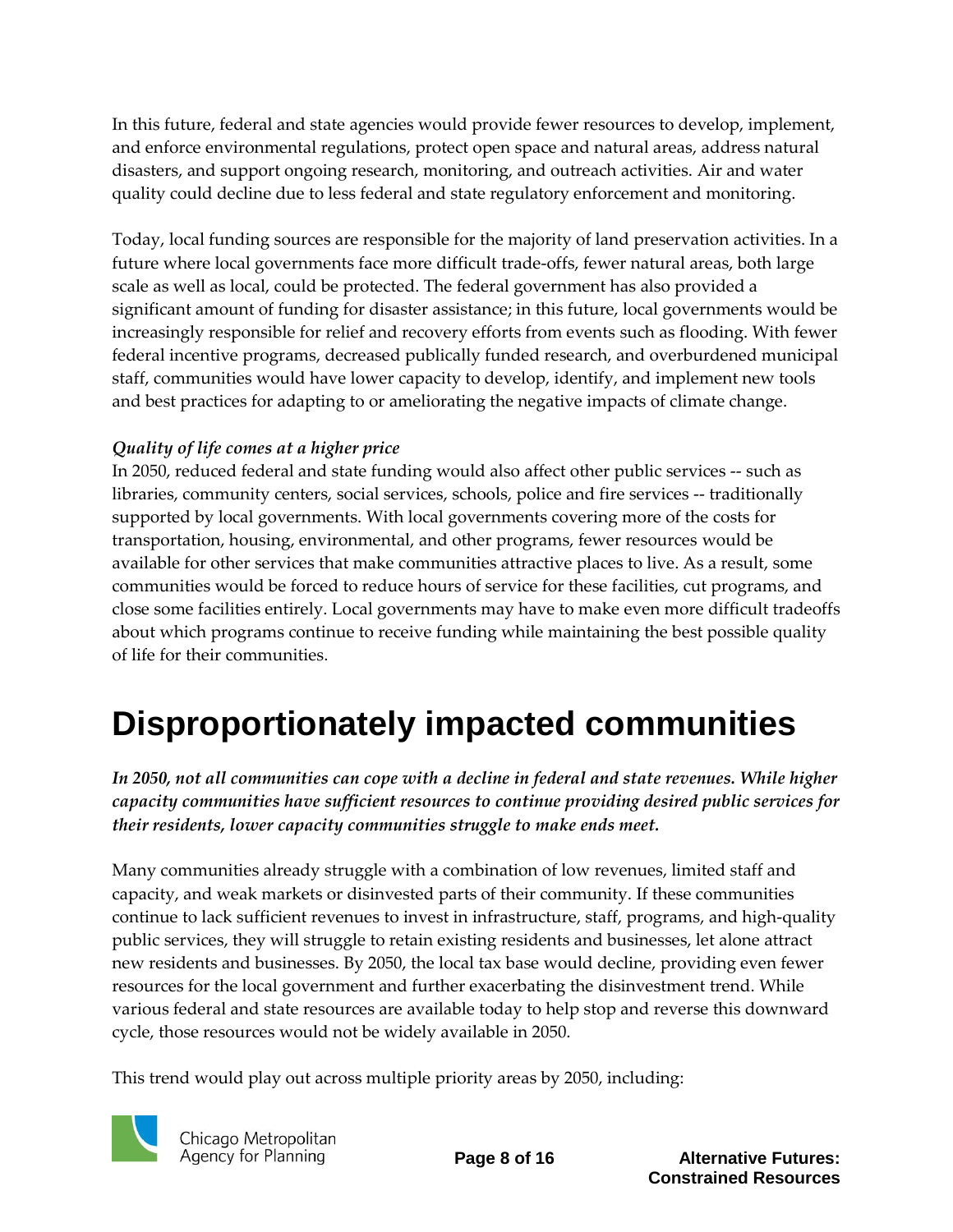In this future, federal and state agencies would provide fewer resources to develop, implement, and enforce environmental regulations, protect open space and natural areas, address natural disasters, and support ongoing research, monitoring, and outreach activities. Air and water quality could decline due to less federal and state regulatory enforcement and monitoring.

Today, local funding sources are responsible for the majority of land preservation activities. In a future where local governments face more difficult trade-offs, fewer natural areas, both large scale as well as local, could be protected. The federal government has also provided a significant amount of funding for disaster assistance; in this future, local governments would be increasingly responsible for relief and recovery efforts from events such as flooding. With fewer federal incentive programs, decreased publically funded research, and overburdened municipal staff, communities would have lower capacity to develop, identify, and implement new tools and best practices for adapting to or ameliorating the negative impacts of climate change.

***Quality of life comes at a higher price***

In 2050, reduced federal and state funding would also affect other public services -- such as libraries, community centers, social services, schools, police and fire services -- traditionally supported by local governments. With local governments covering more of the costs for transportation, housing, environmental, and other programs, fewer resources would be available for other services that make communities attractive places to live. As a result, some communities would be forced to reduce hours of service for these facilities, cut programs, and close some facilities entirely. Local governments may have to make even more difficult tradeoffs about which programs continue to receive funding while maintaining the best possible quality of life for their communities.

# Disproportionately impacted communities

***In 2050, not all communities can cope with a decline in federal and state revenues. While higher capacity communities have sufficient resources to continue providing desired public services for their residents, lower capacity communities struggle to make ends meet.***

Many communities already struggle with a combination of low revenues, limited staff and capacity, and weak markets or disinvested parts of their community. If these communities continue to lack sufficient revenues to invest in infrastructure, staff, programs, and high-quality public services, they will struggle to retain existing residents and businesses, let alone attract new residents and businesses. By 2050, the local tax base would decline, providing even fewer resources for the local government and further exacerbating the disinvestment trend. While various federal and state resources are available today to help stop and reverse this downward cycle, those resources would not be widely available in 2050.

This trend would play out across multiple priority areas by 2050, including: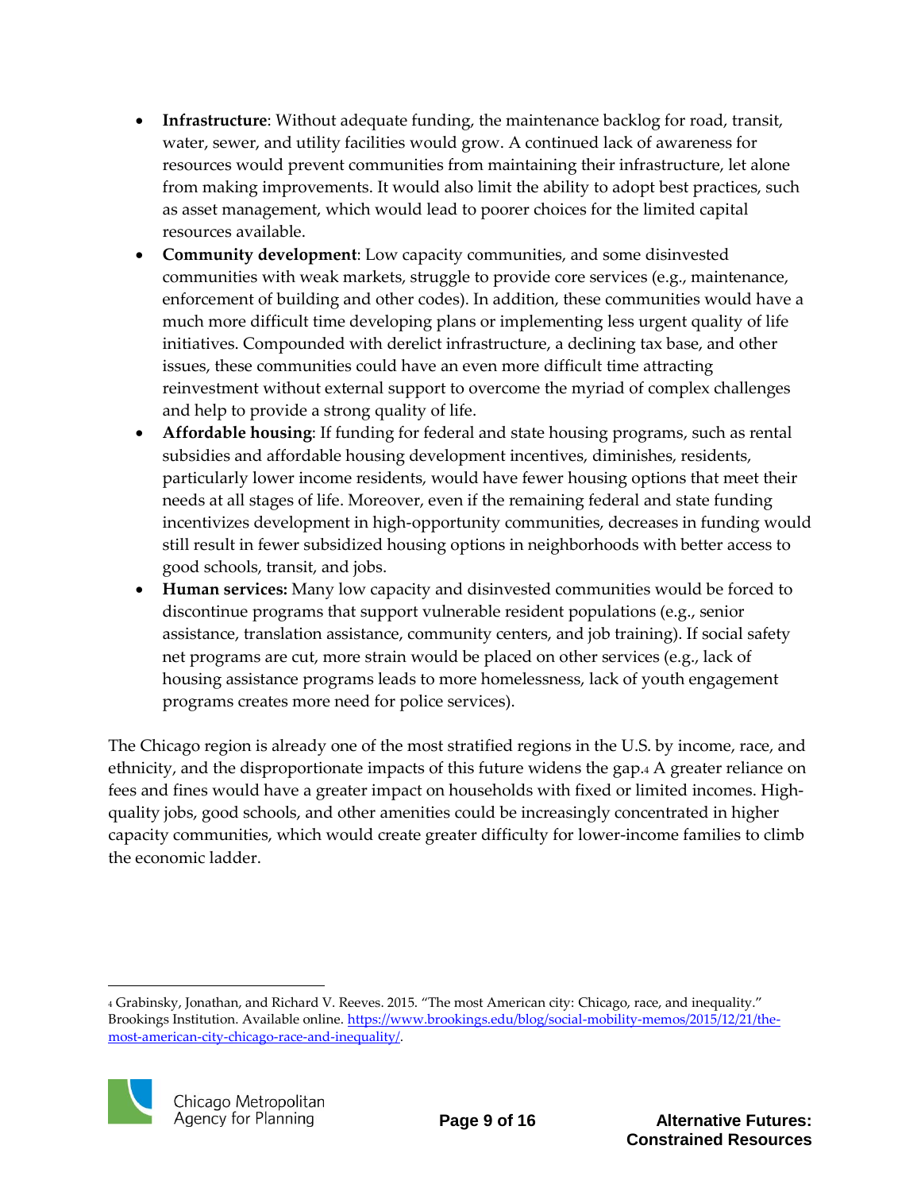- **Infrastructure**: Without adequate funding, the maintenance backlog for road, transit, water, sewer, and utility facilities would grow. A continued lack of awareness for resources would prevent communities from maintaining their infrastructure, let alone from making improvements. It would also limit the ability to adopt best practices, such as asset management, which would lead to poorer choices for the limited capital resources available.
- **Community development**: Low capacity communities, and some disinvested communities with weak markets, struggle to provide core services (e.g., maintenance, enforcement of building and other codes). In addition, these communities would have a much more difficult time developing plans or implementing less urgent quality of life initiatives. Compounded with derelict infrastructure, a declining tax base, and other issues, these communities could have an even more difficult time attracting reinvestment without external support to overcome the myriad of complex challenges and help to provide a strong quality of life.
- **Affordable housing**: If funding for federal and state housing programs, such as rental subsidies and affordable housing development incentives, diminishes, residents, particularly lower income residents, would have fewer housing options that meet their needs at all stages of life. Moreover, even if the remaining federal and state funding incentivizes development in high-opportunity communities, decreases in funding would still result in fewer subsidized housing options in neighborhoods with better access to good schools, transit, and jobs.
- **Human services:** Many low capacity and disinvested communities would be forced to discontinue programs that support vulnerable resident populations (e.g., senior assistance, translation assistance, community centers, and job training). If social safety net programs are cut, more strain would be placed on other services (e.g., lack of housing assistance programs leads to more homelessness, lack of youth engagement programs creates more need for police services).

The Chicago region is already one of the most stratified regions in the U.S. by income, race, and ethnicity, and the disproportionate impacts of this future widens the gap.[4] A greater reliance on fees and fines would have a greater impact on households with fixed or limited incomes. High-quality jobs, good schools, and other amenities could be increasingly concentrated in higher capacity communities, which would create greater difficulty for lower-income families to climb the economic ladder.

---

[4] Grabinsky, Jonathan, and Richard V. Reeves. 2015. "The most American city: Chicago, race, and inequality." Brookings Institution. Available online. [https://www.brookings.edu/blog/social-mobility-memos/2015/12/21/the-most-american-city-chicago-race-and-inequality/](https://www.brookings.edu/blog/social-mobility-memos/2015/12/21/the-most-american-city-chicago-race-and-inequality/).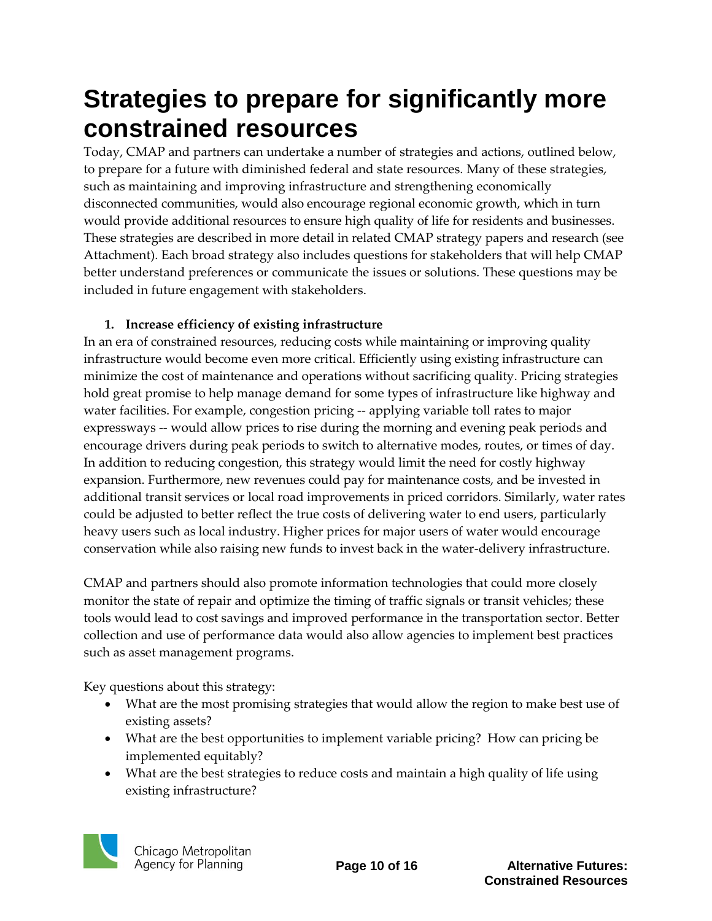# Strategies to prepare for significantly more constrained resources

Today, CMAP and partners can undertake a number of strategies and actions, outlined below, to prepare for a future with diminished federal and state resources. Many of these strategies, such as maintaining and improving infrastructure and strengthening economically disconnected communities, would also encourage regional economic growth, which in turn would provide additional resources to ensure high quality of life for residents and businesses. These strategies are described in more detail in related CMAP strategy papers and research (see Attachment). Each broad strategy also includes questions for stakeholders that will help CMAP better understand preferences or communicate the issues or solutions. These questions may be included in future engagement with stakeholders.

**1. Increase efficiency of existing infrastructure**

In an era of constrained resources, reducing costs while maintaining or improving quality infrastructure would become even more critical. Efficiently using existing infrastructure can minimize the cost of maintenance and operations without sacrificing quality. Pricing strategies hold great promise to help manage demand for some types of infrastructure like highway and water facilities. For example, congestion pricing -- applying variable toll rates to major expressways -- would allow prices to rise during the morning and evening peak periods and encourage drivers during peak periods to switch to alternative modes, routes, or times of day. In addition to reducing congestion, this strategy would limit the need for costly highway expansion. Furthermore, new revenues could pay for maintenance costs, and be invested in additional transit services or local road improvements in priced corridors. Similarly, water rates could be adjusted to better reflect the true costs of delivering water to end users, particularly heavy users such as local industry. Higher prices for major users of water would encourage conservation while also raising new funds to invest back in the water-delivery infrastructure.

CMAP and partners should also promote information technologies that could more closely monitor the state of repair and optimize the timing of traffic signals or transit vehicles; these tools would lead to cost savings and improved performance in the transportation sector. Better collection and use of performance data would also allow agencies to implement best practices such as asset management programs.

Key questions about this strategy:

- What are the most promising strategies that would allow the region to make best use of existing assets?
- What are the best opportunities to implement variable pricing? How can pricing be implemented equitably?
- What are the best strategies to reduce costs and maintain a high quality of life using existing infrastructure?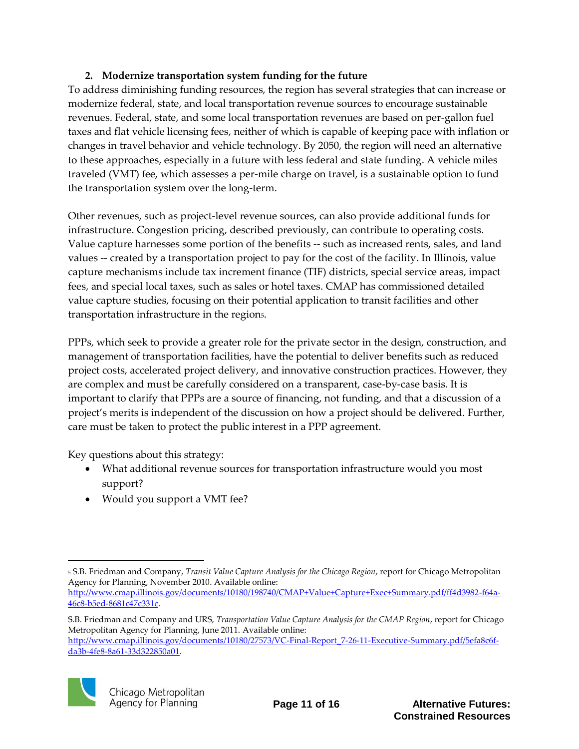**2. Modernize transportation system funding for the future**

To address diminishing funding resources, the region has several strategies that can increase or modernize federal, state, and local transportation revenue sources to encourage sustainable revenues. Federal, state, and some local transportation revenues are based on per-gallon fuel taxes and flat vehicle licensing fees, neither of which is capable of keeping pace with inflation or changes in travel behavior and vehicle technology. By 2050, the region will need an alternative to these approaches, especially in a future with less federal and state funding. A vehicle miles traveled (VMT) fee, which assesses a per-mile charge on travel, is a sustainable option to fund the transportation system over the long-term.

Other revenues, such as project-level revenue sources, can also provide additional funds for infrastructure. Congestion pricing, described previously, can contribute to operating costs. Value capture harnesses some portion of the benefits -- such as increased rents, sales, and land values -- created by a transportation project to pay for the cost of the facility. In Illinois, value capture mechanisms include tax increment finance (TIF) districts, special service areas, impact fees, and special local taxes, such as sales or hotel taxes. CMAP has commissioned detailed value capture studies, focusing on their potential application to transit facilities and other transportation infrastructure in the region[5].

PPPs, which seek to provide a greater role for the private sector in the design, construction, and management of transportation facilities, have the potential to deliver benefits such as reduced project costs, accelerated project delivery, and innovative construction practices. However, they are complex and must be carefully considered on a transparent, case-by-case basis. It is important to clarify that PPPs are a source of financing, not funding, and that a discussion of a project's merits is independent of the discussion on how a project should be delivered. Further, care must be taken to protect the public interest in a PPP agreement.

Key questions about this strategy:

- What additional revenue sources for transportation infrastructure would you most support?
- Would you support a VMT fee?

---

[5] S.B. Friedman and Company, *Transit Value Capture Analysis for the Chicago Region*, report for Chicago Metropolitan Agency for Planning, November 2010. Available online: http://www.cmap.illinois.gov/documents/10180/198740/CMAP+Value+Capture+Exec+Summary.pdf/ff4d3982-f64a-46c8-b5ed-8681c47c331c.

S.B. Friedman and Company and URS, *Transportation Value Capture Analysis for the CMAP Region*, report for Chicago Metropolitan Agency for Planning, June 2011. Available online: http://www.cmap.illinois.gov/documents/10180/27573/VC-Final-Report_7-26-11-Executive-Summary.pdf/5efa8c6f-da3b-4fe8-8a61-33d322850a01.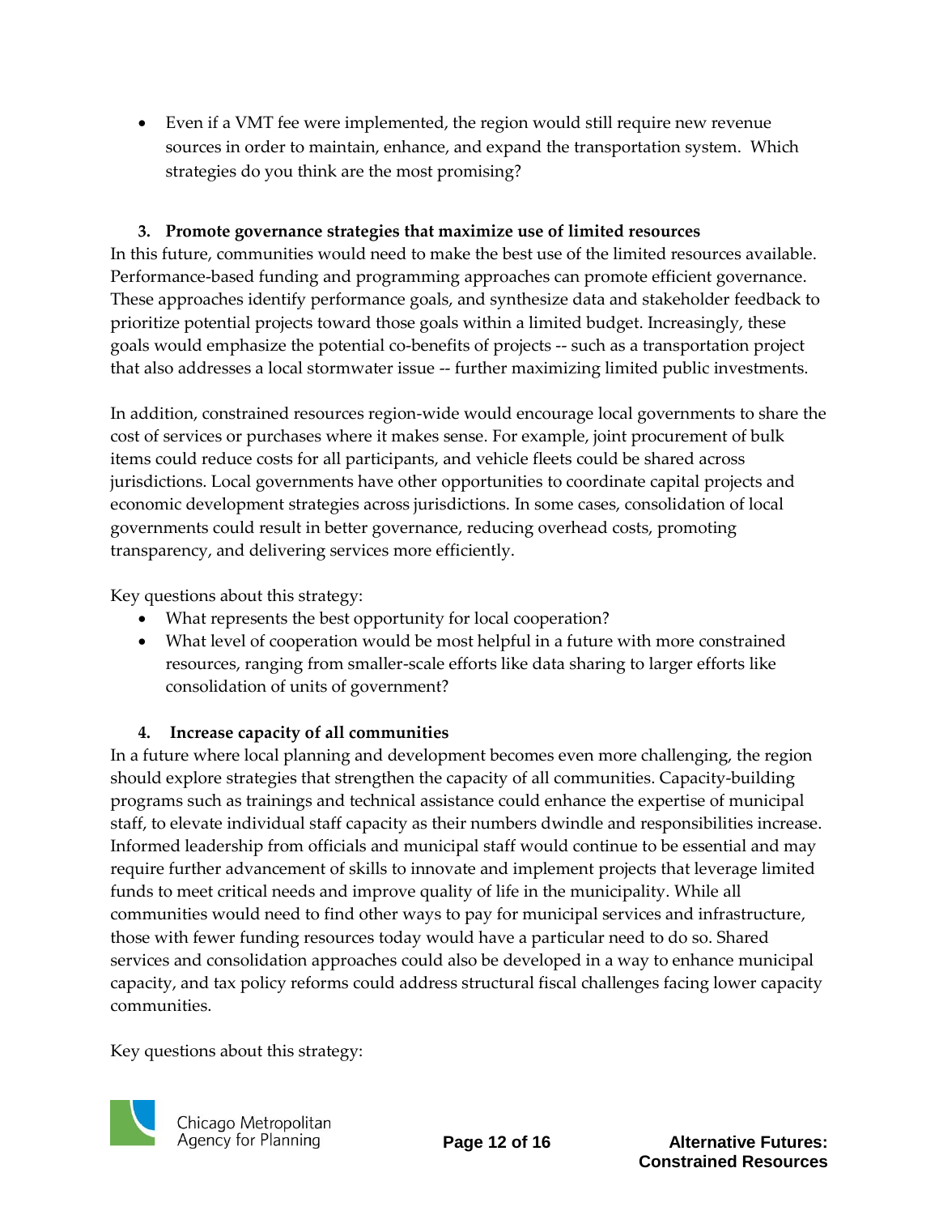- Even if a VMT fee were implemented, the region would still require new revenue sources in order to maintain, enhance, and expand the transportation system. Which strategies do you think are the most promising?

### 3. Promote governance strategies that maximize use of limited resources

In this future, communities would need to make the best use of the limited resources available. Performance-based funding and programming approaches can promote efficient governance. These approaches identify performance goals, and synthesize data and stakeholder feedback to prioritize potential projects toward those goals within a limited budget. Increasingly, these goals would emphasize the potential co-benefits of projects -- such as a transportation project that also addresses a local stormwater issue -- further maximizing limited public investments.

In addition, constrained resources region-wide would encourage local governments to share the cost of services or purchases where it makes sense. For example, joint procurement of bulk items could reduce costs for all participants, and vehicle fleets could be shared across jurisdictions. Local governments have other opportunities to coordinate capital projects and economic development strategies across jurisdictions. In some cases, consolidation of local governments could result in better governance, reducing overhead costs, promoting transparency, and delivering services more efficiently.

Key questions about this strategy:

- What represents the best opportunity for local cooperation?
- What level of cooperation would be most helpful in a future with more constrained resources, ranging from smaller-scale efforts like data sharing to larger efforts like consolidation of units of government?

### 4. Increase capacity of all communities

In a future where local planning and development becomes even more challenging, the region should explore strategies that strengthen the capacity of all communities. Capacity-building programs such as trainings and technical assistance could enhance the expertise of municipal staff, to elevate individual staff capacity as their numbers dwindle and responsibilities increase. Informed leadership from officials and municipal staff would continue to be essential and may require further advancement of skills to innovate and implement projects that leverage limited funds to meet critical needs and improve quality of life in the municipality. While all communities would need to find other ways to pay for municipal services and infrastructure, those with fewer funding resources today would have a particular need to do so. Shared services and consolidation approaches could also be developed in a way to enhance municipal capacity, and tax policy reforms could address structural fiscal challenges facing lower capacity communities.

Key questions about this strategy: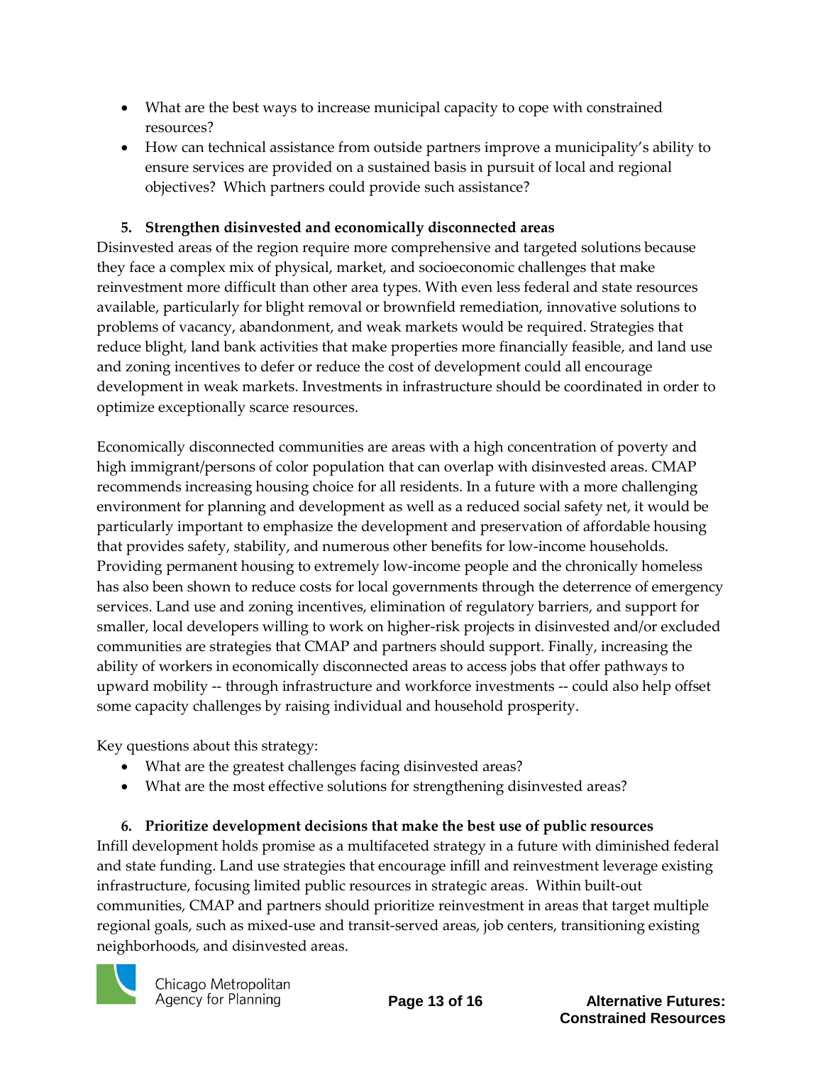- What are the best ways to increase municipal capacity to cope with constrained resources?
- How can technical assistance from outside partners improve a municipality's ability to ensure services are provided on a sustained basis in pursuit of local and regional objectives? Which partners could provide such assistance?

**5. Strengthen disinvested and economically disconnected areas**

Disinvested areas of the region require more comprehensive and targeted solutions because they face a complex mix of physical, market, and socioeconomic challenges that make reinvestment more difficult than other area types. With even less federal and state resources available, particularly for blight removal or brownfield remediation, innovative solutions to problems of vacancy, abandonment, and weak markets would be required. Strategies that reduce blight, land bank activities that make properties more financially feasible, and land use and zoning incentives to defer or reduce the cost of development could all encourage development in weak markets. Investments in infrastructure should be coordinated in order to optimize exceptionally scarce resources.

Economically disconnected communities are areas with a high concentration of poverty and high immigrant/persons of color population that can overlap with disinvested areas. CMAP recommends increasing housing choice for all residents. In a future with a more challenging environment for planning and development as well as a reduced social safety net, it would be particularly important to emphasize the development and preservation of affordable housing that provides safety, stability, and numerous other benefits for low-income households. Providing permanent housing to extremely low-income people and the chronically homeless has also been shown to reduce costs for local governments through the deterrence of emergency services. Land use and zoning incentives, elimination of regulatory barriers, and support for smaller, local developers willing to work on higher-risk projects in disinvested and/or excluded communities are strategies that CMAP and partners should support. Finally, increasing the ability of workers in economically disconnected areas to access jobs that offer pathways to upward mobility -- through infrastructure and workforce investments -- could also help offset some capacity challenges by raising individual and household prosperity.

Key questions about this strategy:

- What are the greatest challenges facing disinvested areas?
- What are the most effective solutions for strengthening disinvested areas?

**6. Prioritize development decisions that make the best use of public resources**

Infill development holds promise as a multifaceted strategy in a future with diminished federal and state funding. Land use strategies that encourage infill and reinvestment leverage existing infrastructure, focusing limited public resources in strategic areas. Within built-out communities, CMAP and partners should prioritize reinvestment in areas that target multiple regional goals, such as mixed-use and transit-served areas, job centers, transitioning existing neighborhoods, and disinvested areas.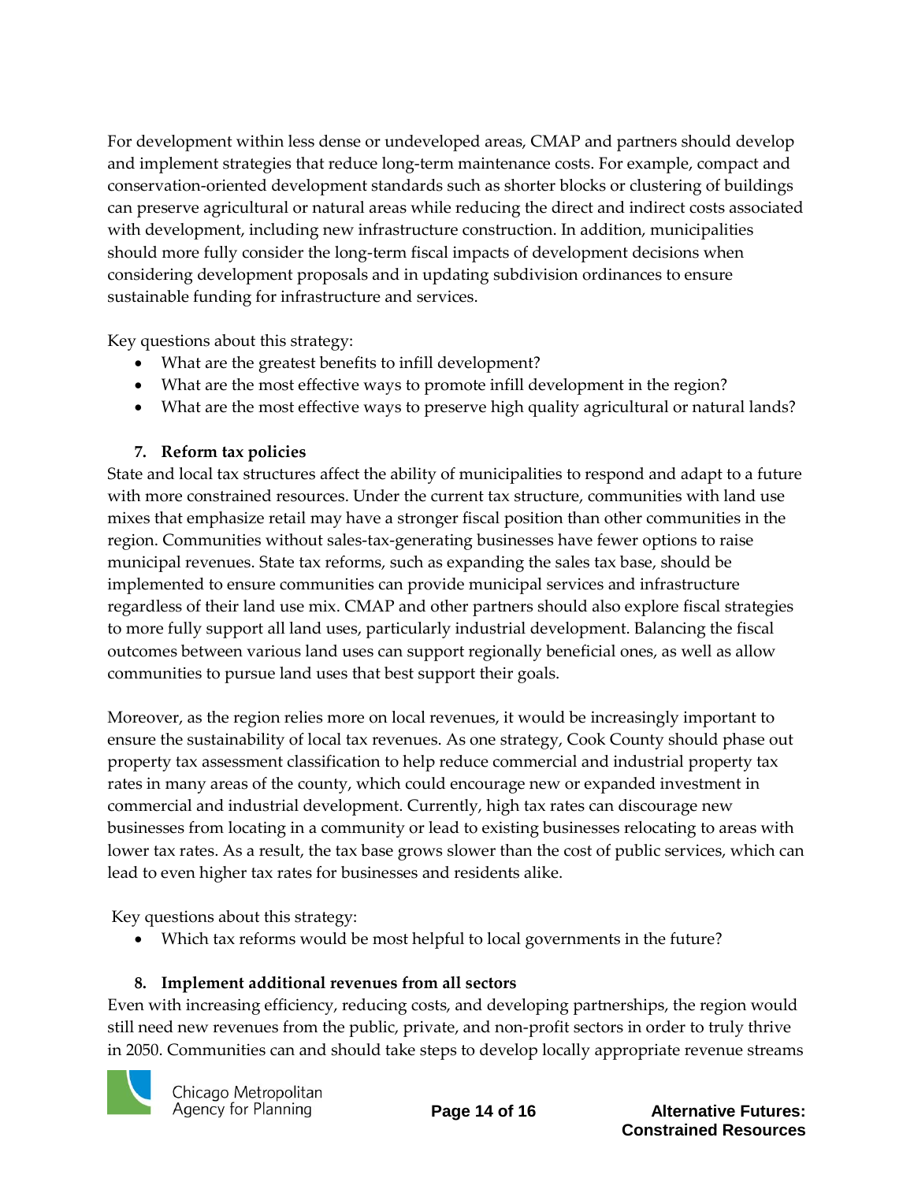For development within less dense or undeveloped areas, CMAP and partners should develop and implement strategies that reduce long-term maintenance costs. For example, compact and conservation-oriented development standards such as shorter blocks or clustering of buildings can preserve agricultural or natural areas while reducing the direct and indirect costs associated with development, including new infrastructure construction. In addition, municipalities should more fully consider the long-term fiscal impacts of development decisions when considering development proposals and in updating subdivision ordinances to ensure sustainable funding for infrastructure and services.

Key questions about this strategy:

- What are the greatest benefits to infill development?
- What are the most effective ways to promote infill development in the region?
- What are the most effective ways to preserve high quality agricultural or natural lands?

### 7. Reform tax policies

State and local tax structures affect the ability of municipalities to respond and adapt to a future with more constrained resources. Under the current tax structure, communities with land use mixes that emphasize retail may have a stronger fiscal position than other communities in the region. Communities without sales-tax-generating businesses have fewer options to raise municipal revenues. State tax reforms, such as expanding the sales tax base, should be implemented to ensure communities can provide municipal services and infrastructure regardless of their land use mix. CMAP and other partners should also explore fiscal strategies to more fully support all land uses, particularly industrial development. Balancing the fiscal outcomes between various land uses can support regionally beneficial ones, as well as allow communities to pursue land uses that best support their goals.

Moreover, as the region relies more on local revenues, it would be increasingly important to ensure the sustainability of local tax revenues. As one strategy, Cook County should phase out property tax assessment classification to help reduce commercial and industrial property tax rates in many areas of the county, which could encourage new or expanded investment in commercial and industrial development. Currently, high tax rates can discourage new businesses from locating in a community or lead to existing businesses relocating to areas with lower tax rates. As a result, the tax base grows slower than the cost of public services, which can lead to even higher tax rates for businesses and residents alike.

Key questions about this strategy:

- Which tax reforms would be most helpful to local governments in the future?

### 8. Implement additional revenues from all sectors

Even with increasing efficiency, reducing costs, and developing partnerships, the region would still need new revenues from the public, private, and non-profit sectors in order to truly thrive in 2050. Communities can and should take steps to develop locally appropriate revenue streams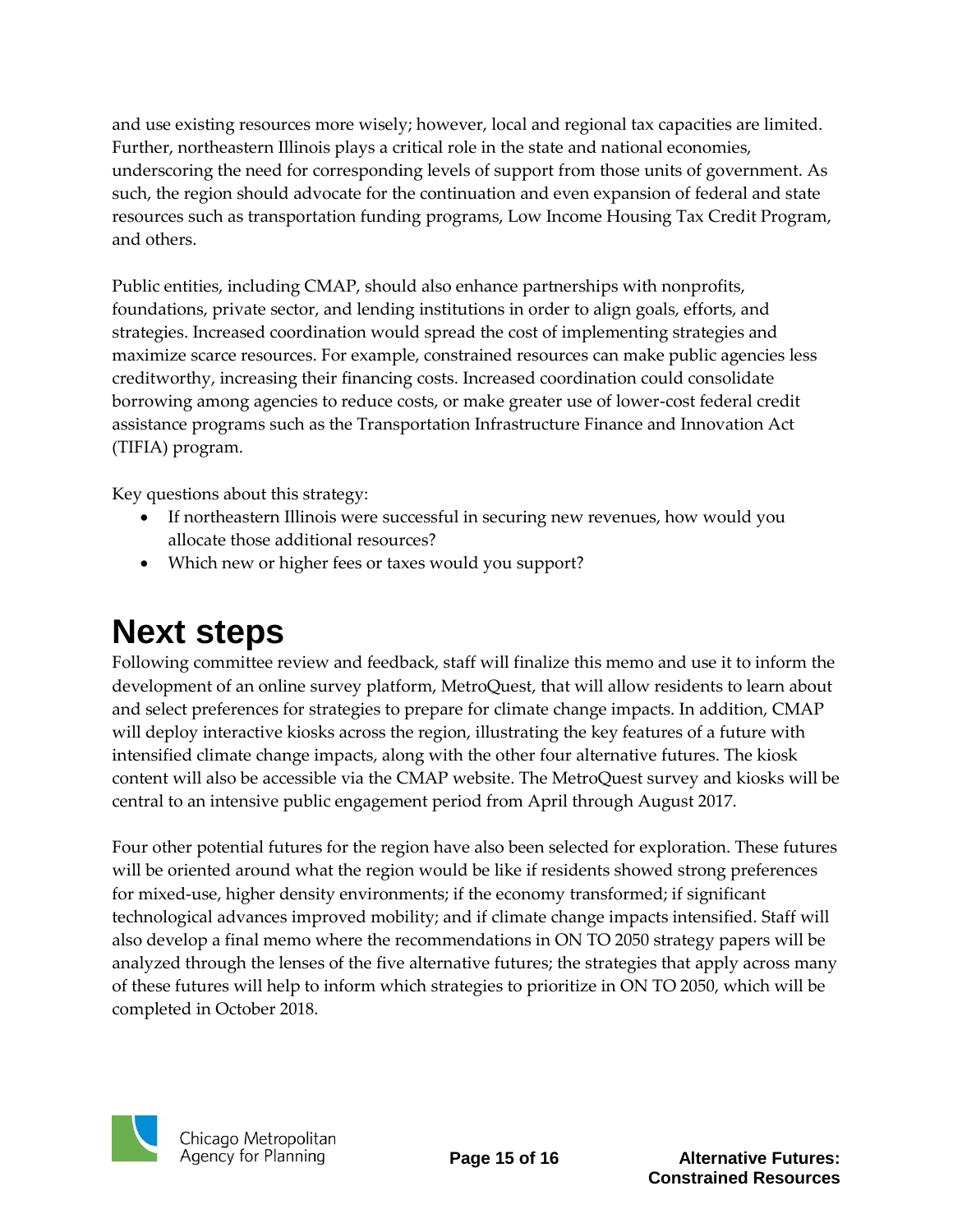and use existing resources more wisely; however, local and regional tax capacities are limited. Further, northeastern Illinois plays a critical role in the state and national economies, underscoring the need for corresponding levels of support from those units of government. As such, the region should advocate for the continuation and even expansion of federal and state resources such as transportation funding programs, Low Income Housing Tax Credit Program, and others.

Public entities, including CMAP, should also enhance partnerships with nonprofits, foundations, private sector, and lending institutions in order to align goals, efforts, and strategies. Increased coordination would spread the cost of implementing strategies and maximize scarce resources. For example, constrained resources can make public agencies less creditworthy, increasing their financing costs. Increased coordination could consolidate borrowing among agencies to reduce costs, or make greater use of lower-cost federal credit assistance programs such as the Transportation Infrastructure Finance and Innovation Act (TIFIA) program.

Key questions about this strategy:

- If northeastern Illinois were successful in securing new revenues, how would you allocate those additional resources?
- Which new or higher fees or taxes would you support?

# Next steps

Following committee review and feedback, staff will finalize this memo and use it to inform the development of an online survey platform, MetroQuest, that will allow residents to learn about and select preferences for strategies to prepare for climate change impacts. In addition, CMAP will deploy interactive kiosks across the region, illustrating the key features of a future with intensified climate change impacts, along with the other four alternative futures. The kiosk content will also be accessible via the CMAP website. The MetroQuest survey and kiosks will be central to an intensive public engagement period from April through August 2017.

Four other potential futures for the region have also been selected for exploration. These futures will be oriented around what the region would be like if residents showed strong preferences for mixed-use, higher density environments; if the economy transformed; if significant technological advances improved mobility; and if climate change impacts intensified. Staff will also develop a final memo where the recommendations in ON TO 2050 strategy papers will be analyzed through the lenses of the five alternative futures; the strategies that apply across many of these futures will help to inform which strategies to prioritize in ON TO 2050, which will be completed in October 2018.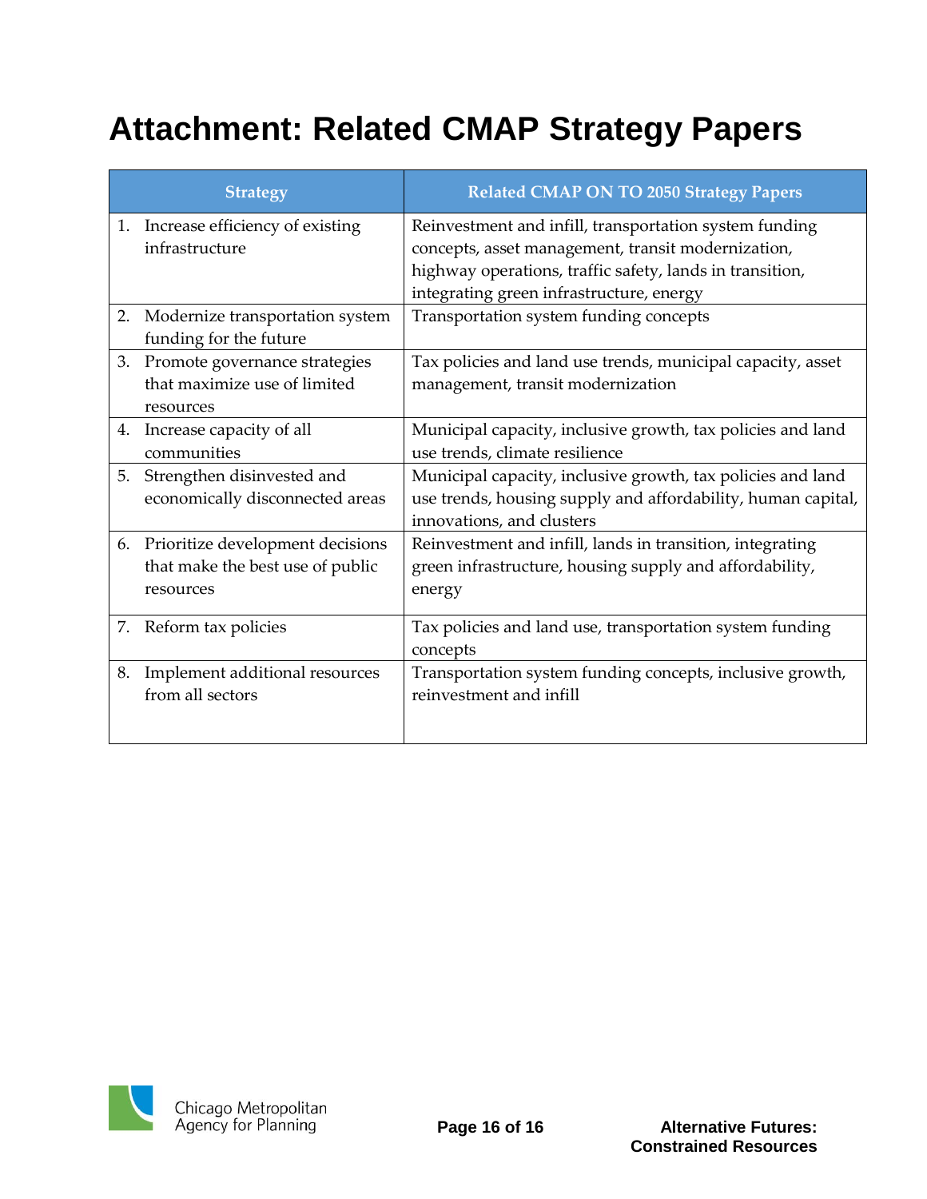# Attachment: Related CMAP Strategy Papers

| Strategy | Related CMAP ON TO 2050 Strategy Papers |
|---|---|
| 1. Increase efficiency of existing infrastructure | Reinvestment and infill, transportation system funding concepts, asset management, transit modernization, highway operations, traffic safety, lands in transition, integrating green infrastructure, energy |
| 2. Modernize transportation system funding for the future | Transportation system funding concepts |
| 3. Promote governance strategies that maximize use of limited resources | Tax policies and land use trends, municipal capacity, asset management, transit modernization |
| 4. Increase capacity of all communities | Municipal capacity, inclusive growth, tax policies and land use trends, climate resilience |
| 5. Strengthen disinvested and economically disconnected areas | Municipal capacity, inclusive growth, tax policies and land use trends, housing supply and affordability, human capital, innovations, and clusters |
| 6. Prioritize development decisions that make the best use of public resources | Reinvestment and infill, lands in transition, integrating green infrastructure, housing supply and affordability, energy |
| 7. Reform tax policies | Tax policies and land use, transportation system funding concepts |
| 8. Implement additional resources from all sectors | Transportation system funding concepts, inclusive growth, reinvestment and infill |